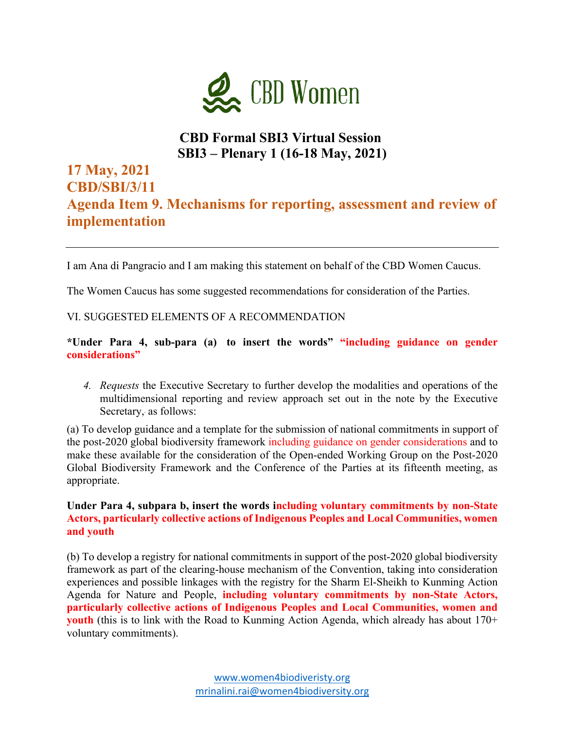CBD Women

# CBD Formal SBI3 Virtual Session
# SBI3 – Plenary 1 (16-18 May, 2021)

## 17 May, 2021
## CBD/SBI/3/11
## Agenda Item 9. Mechanisms for reporting, assessment and review of implementation

---

I am Ana di Pangracio and I am making this statement on behalf of the CBD Women Caucus.

The Women Caucus has some suggested recommendations for consideration of the Parties.

VI. SUGGESTED ELEMENTS OF A RECOMMENDATION

**\*Under Para 4, sub-para (a) to insert the words" "including guidance on gender considerations"**

> 4. *Requests* the Executive Secretary to further develop the modalities and operations of the multidimensional reporting and review approach set out in the note by the Executive Secretary, as follows:

(a) To develop guidance and a template for the submission of national commitments in support of the post-2020 global biodiversity framework including guidance on gender considerations and to make these available for the consideration of the Open-ended Working Group on the Post-2020 Global Biodiversity Framework and the Conference of the Parties at its fifteenth meeting, as appropriate.

**Under Para 4, subpara b, insert the words including voluntary commitments by non-State Actors, particularly collective actions of Indigenous Peoples and Local Communities, women and youth**

(b) To develop a registry for national commitments in support of the post-2020 global biodiversity framework as part of the clearing-house mechanism of the Convention, taking into consideration experiences and possible linkages with the registry for the Sharm El-Sheikh to Kunming Action Agenda for Nature and People, **including voluntary commitments by non-State Actors, particularly collective actions of Indigenous Peoples and Local Communities, women and youth** (this is to link with the Road to Kunming Action Agenda, which already has about 170+ voluntary commitments).

www.women4biodiveristy.org
mrinalini.rai@women4biodiversity.org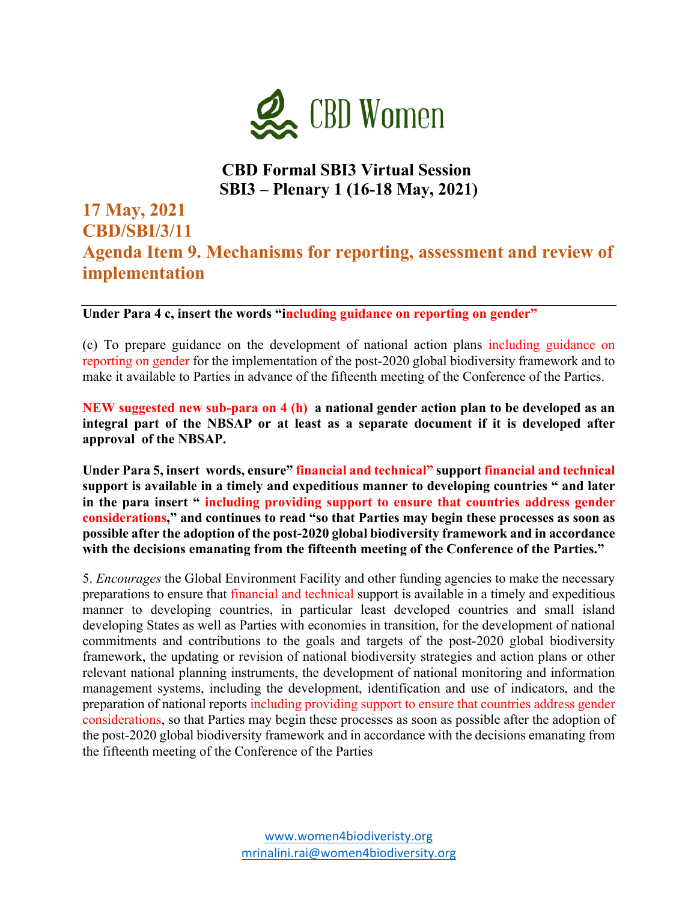# CBD Women

**CBD Formal SBI3 Virtual Session**
**SBI3 – Plenary 1 (16-18 May, 2021)**

## 17 May, 2021
## CBD/SBI/3/11
## Agenda Item 9. Mechanisms for reporting, assessment and review of implementation

---

**Under Para 4 c, insert the words "including guidance on reporting on gender"**

(c) To prepare guidance on the development of national action plans including guidance on reporting on gender for the implementation of the post-2020 global biodiversity framework and to make it available to Parties in advance of the fifteenth meeting of the Conference of the Parties.

**NEW suggested new sub-para on 4 (h) a national gender action plan to be developed as an integral part of the NBSAP or at least as a separate document if it is developed after approval of the NBSAP.**

**Under Para 5, insert words, ensure" financial and technical" support financial and technical support is available in a timely and expeditious manner to developing countries " and later in the para insert " including providing support to ensure that countries address gender considerations," and continues to read "so that Parties may begin these processes as soon as possible after the adoption of the post-2020 global biodiversity framework and in accordance with the decisions emanating from the fifteenth meeting of the Conference of the Parties."**

5. *Encourages* the Global Environment Facility and other funding agencies to make the necessary preparations to ensure that financial and technical support is available in a timely and expeditious manner to developing countries, in particular least developed countries and small island developing States as well as Parties with economies in transition, for the development of national commitments and contributions to the goals and targets of the post-2020 global biodiversity framework, the updating or revision of national biodiversity strategies and action plans or other relevant national planning instruments, the development of national monitoring and information management systems, including the development, identification and use of indicators, and the preparation of national reports including providing support to ensure that countries address gender considerations, so that Parties may begin these processes as soon as possible after the adoption of the post-2020 global biodiversity framework and in accordance with the decisions emanating from the fifteenth meeting of the Conference of the Parties

www.women4biodiveristy.org
mrinalini.rai@women4biodiversity.org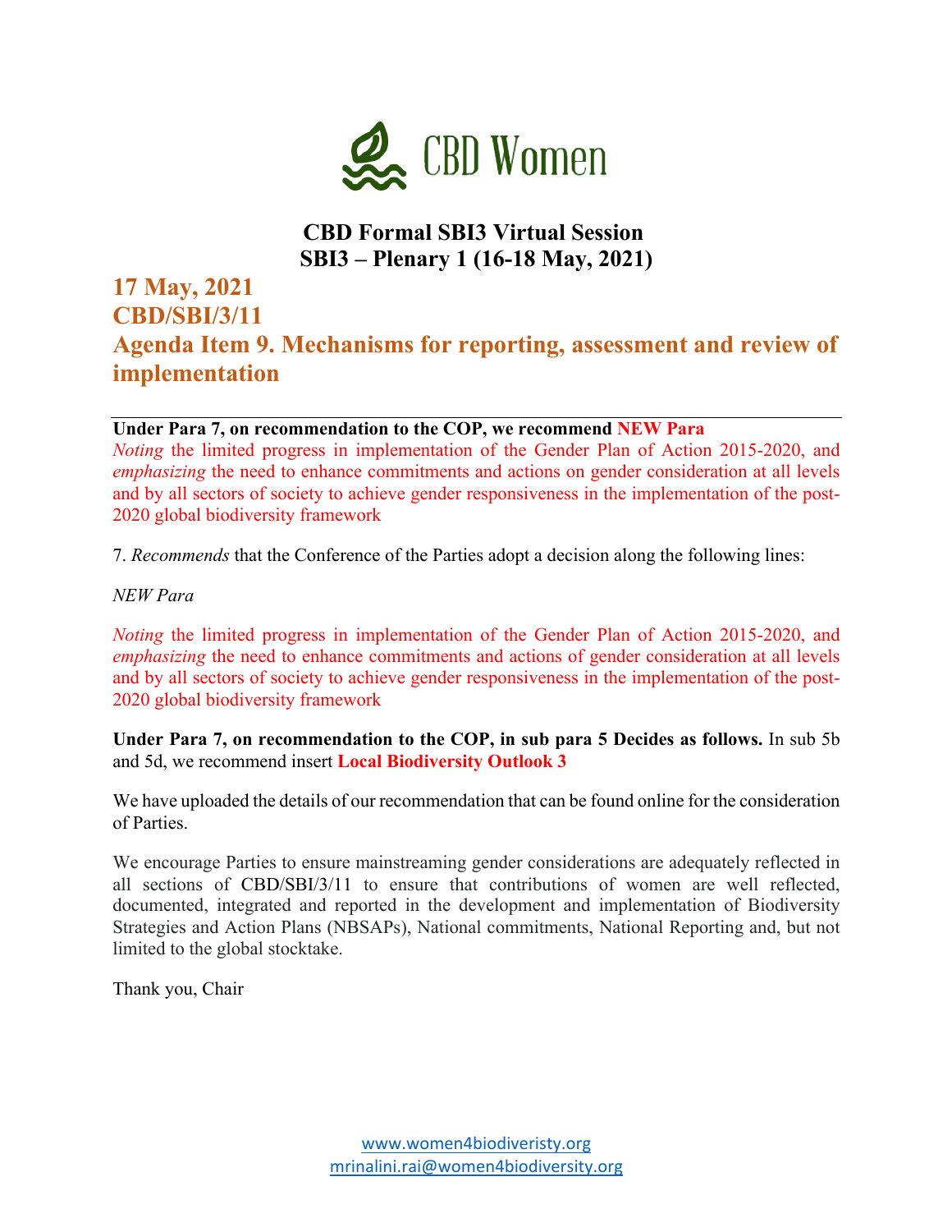CBD Women

# CBD Formal SBI3 Virtual Session
# SBI3 – Plenary 1 (16-18 May, 2021)

## 17 May, 2021
## CBD/SBI/3/11
## Agenda Item 9. Mechanisms for reporting, assessment and review of implementation

**Under Para 7, on recommendation to the COP, we recommend NEW Para**
*Noting* the limited progress in implementation of the Gender Plan of Action 2015-2020, and *emphasizing* the need to enhance commitments and actions on gender consideration at all levels and by all sectors of society to achieve gender responsiveness in the implementation of the post-2020 global biodiversity framework

7. *Recommends* that the Conference of the Parties adopt a decision along the following lines:

*NEW Para*

*Noting* the limited progress in implementation of the Gender Plan of Action 2015-2020, and *emphasizing* the need to enhance commitments and actions of gender consideration at all levels and by all sectors of society to achieve gender responsiveness in the implementation of the post-2020 global biodiversity framework

**Under Para 7, on recommendation to the COP, in sub para 5 Decides as follows.** In sub 5b and 5d, we recommend insert **Local Biodiversity Outlook 3**

We have uploaded the details of our recommendation that can be found online for the consideration of Parties.

We encourage Parties to ensure mainstreaming gender considerations are adequately reflected in all sections of CBD/SBI/3/11 to ensure that contributions of women are well reflected, documented, integrated and reported in the development and implementation of Biodiversity Strategies and Action Plans (NBSAPs), National commitments, National Reporting and, but not limited to the global stocktake.

Thank you, Chair

www.women4biodiveristy.org
mrinalini.rai@women4biodiversity.org